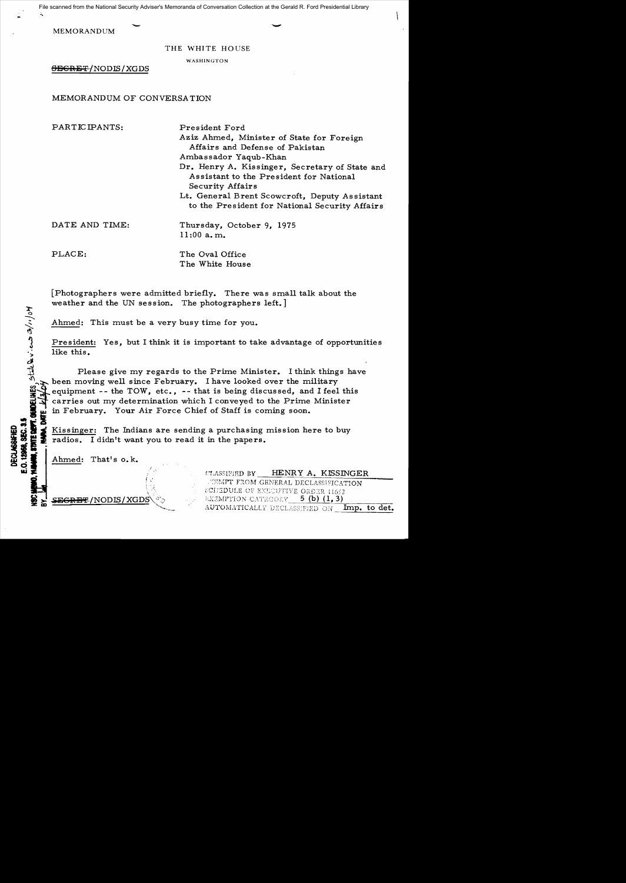File scanned from the National Security Adviser's Memoranda of Conversation Collection at the Gerald R. Ford Presidential Library

MEMORANDUM

THE WHITE HOUSE

WASHINGTON

~~SECRET~~/NODIS/XGDS

MEMORANDUM OF CONVERSATION

PARTICIPANTS: President Ford
Aziz Ahmed, Minister of State for Foreign Affairs and Defense of Pakistan
Ambassador Yaqub-Khan
Dr. Henry A. Kissinger, Secretary of State and Assistant to the President for National Security Affairs
Lt. General Brent Scowcroft, Deputy Assistant to the President for National Security Affairs

DATE AND TIME: Thursday, October 9, 1975
11:00 a.m.

PLACE: The Oval Office
The White House

[Photographers were admitted briefly. There was small talk about the weather and the UN session. The photographers left.]

Ahmed: This must be a very busy time for you.

President: Yes, but I think it is important to take advantage of opportunities like this.

Please give my regards to the Prime Minister. I think things have been moving well since February. I have looked over the military equipment -- the TOW, etc., -- that is being discussed, and I feel this carries out my determination which I conveyed to the Prime Minister in February. Your Air Force Chief of Staff is coming soon.

Kissinger: The Indians are sending a purchasing mission here to buy radios. I didn't want you to read it in the papers.

Ahmed: That's o.k.

DECLASSIFIED
E.O. 12958, SEC. 3.5
NSC MEMO, 11/24/98, STATE DEPT. GUIDELINES State Rev. 3/11/04
BY ___, NARA, DATE 6/3/04

~~SECRET~~/NODIS/XGDS

CLASSIFIED BY HENRY A. KISSINGER
EXEMPT FROM GENERAL DECLASSIFICATION
SCHEDULE OF EXECUTIVE ORDER 11652
EXEMPTION CATEGORY 5 (b) (1, 3)
AUTOMATICALLY DECLASSIFIED ON Imp. to det.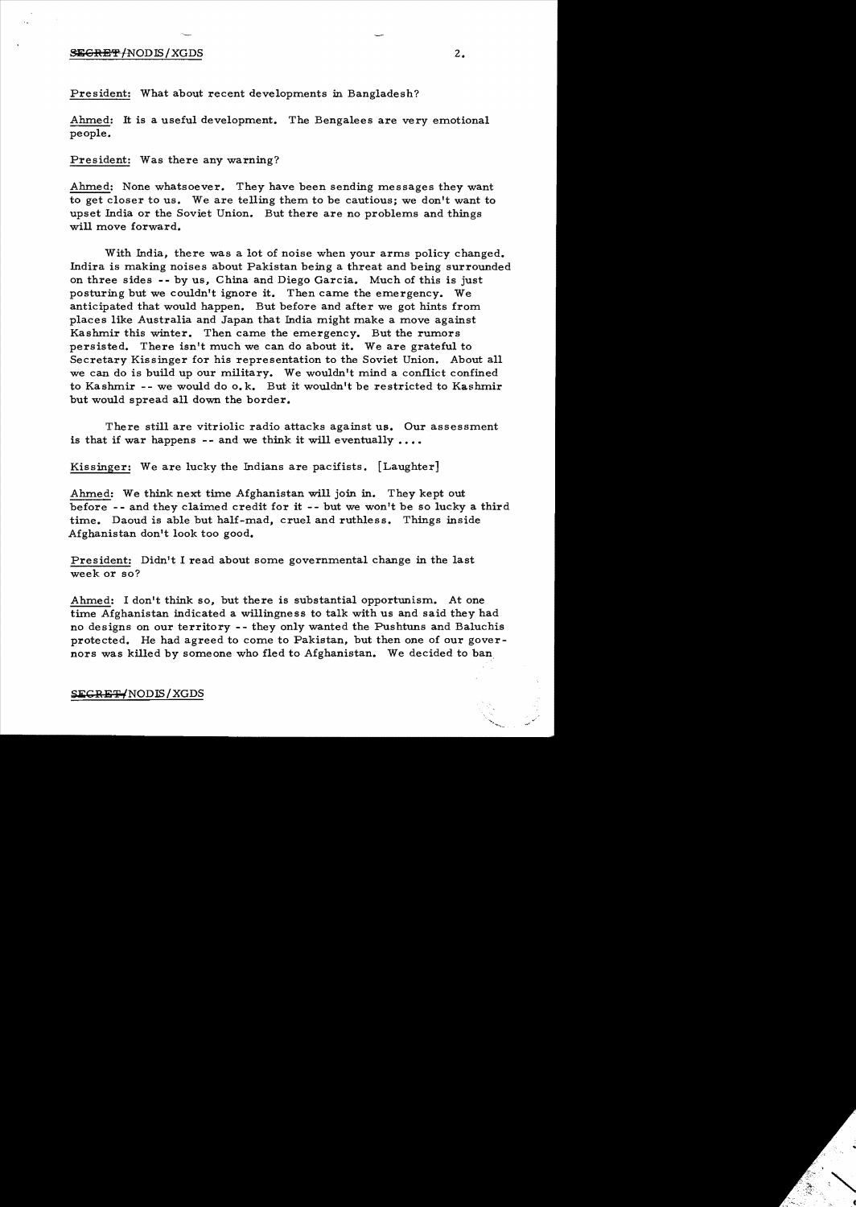President: What about recent developments in Bangladesh?

Ahmed: It is a useful development. The Bengalees are very emotional people.

President: Was there any warning?

Ahmed: None whatsoever. They have been sending messages they want to get closer to us. We are telling them to be cautious; we don't want to upset India or the Soviet Union. But there are no problems and things will move forward.

With India, there was a lot of noise when your arms policy changed. Indira is making noises about Pakistan being a threat and being surrounded on three sides -- by us, China and Diego Garcia. Much of this is just posturing but we couldn't ignore it. Then came the emergency. We anticipated that would happen. But before and after we got hints from places like Australia and Japan that India might make a move against Kashmir this winter. Then came the emergency. But the rumors persisted. There isn't much we can do about it. We are grateful to Secretary Kissinger for his representation to the Soviet Union. About all we can do is build up our military. We wouldn't mind a conflict confined to Kashmir -- we would do o.k. But it wouldn't be restricted to Kashmir but would spread all down the border.

There still are vitriolic radio attacks against us. Our assessment is that if war happens -- and we think it will eventually ....

Kissinger: We are lucky the Indians are pacifists. [Laughter]

Ahmed: We think next time Afghanistan will join in. They kept out before -- and they claimed credit for it -- but we won't be so lucky a third time. Daoud is able but half-mad, cruel and ruthless. Things inside Afghanistan don't look too good.

President: Didn't I read about some governmental change in the last week or so?

Ahmed: I don't think so, but there is substantial opportunism. At one time Afghanistan indicated a willingness to talk with us and said they had no designs on our territory -- they only wanted the Pushtuns and Baluchis protected. He had agreed to come to Pakistan, but then one of our governors was killed by someone who fled to Afghanistan. We decided to ban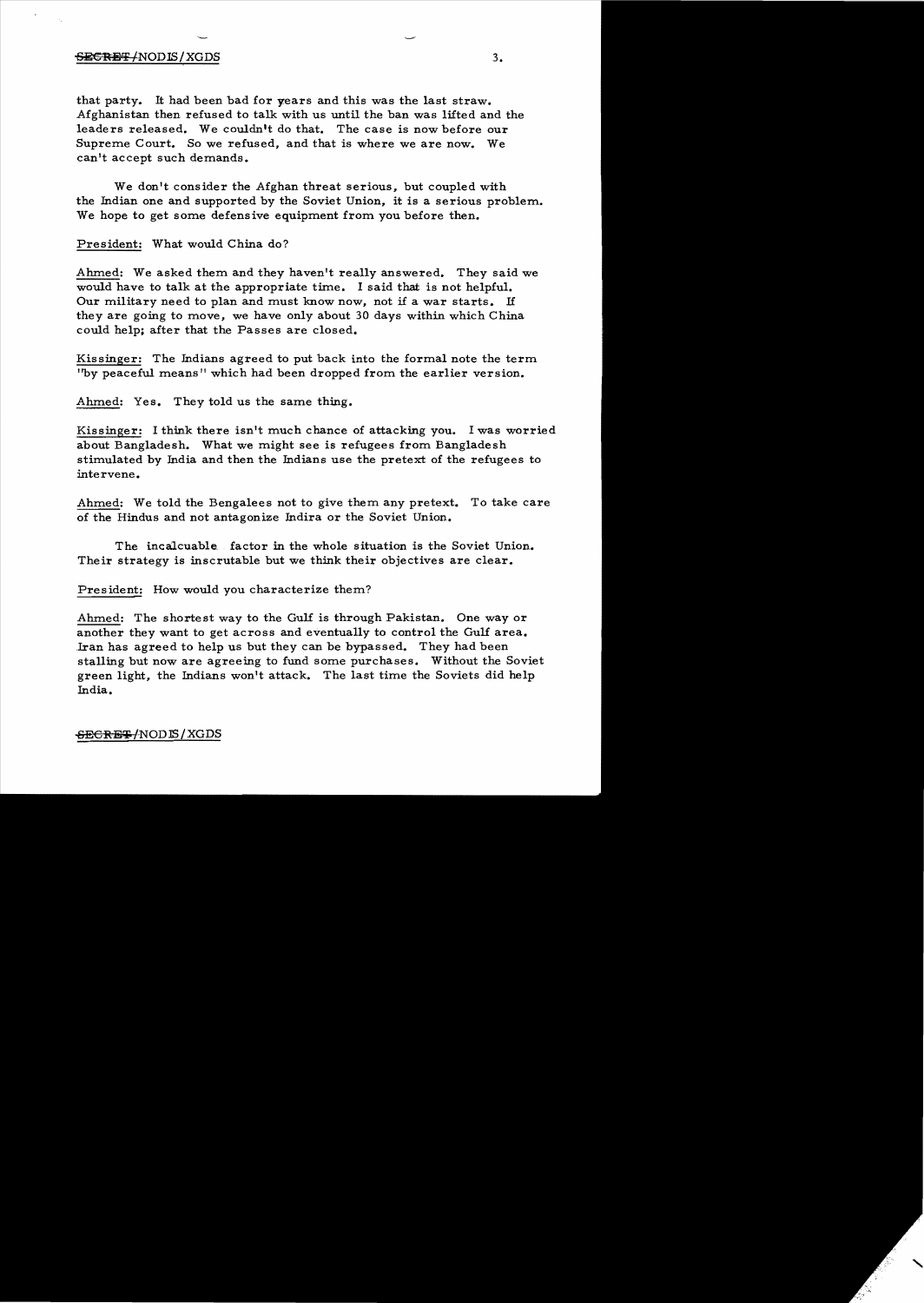that party. It had been bad for years and this was the last straw. Afghanistan then refused to talk with us until the ban was lifted and the leaders released. We couldn't do that. The case is now before our Supreme Court. So we refused, and that is where we are now. We can't accept such demands.

We don't consider the Afghan threat serious, but coupled with the Indian one and supported by the Soviet Union, it is a serious problem. We hope to get some defensive equipment from you before then.

President: What would China do?

Ahmed: We asked them and they haven't really answered. They said we would have to talk at the appropriate time. I said that is not helpful. Our military need to plan and must know now, not if a war starts. If they are going to move, we have only about 30 days within which China could help; after that the Passes are closed.

Kissinger: The Indians agreed to put back into the formal note the term "by peaceful means" which had been dropped from the earlier version.

Ahmed: Yes. They told us the same thing.

Kissinger: I think there isn't much chance of attacking you. I was worried about Bangladesh. What we might see is refugees from Bangladesh stimulated by India and then the Indians use the pretext of the refugees to intervene.

Ahmed: We told the Bengalees not to give them any pretext. To take care of the Hindus and not antagonize Indira or the Soviet Union.

The incalcuable factor in the whole situation is the Soviet Union. Their strategy is inscrutable but we think their objectives are clear.

President: How would you characterize them?

Ahmed: The shortest way to the Gulf is through Pakistan. One way or another they want to get across and eventually to control the Gulf area. Iran has agreed to help us but they can be bypassed. They had been stalling but now are agreeing to fund some purchases. Without the Soviet green light, the Indians won't attack. The last time the Soviets did help India.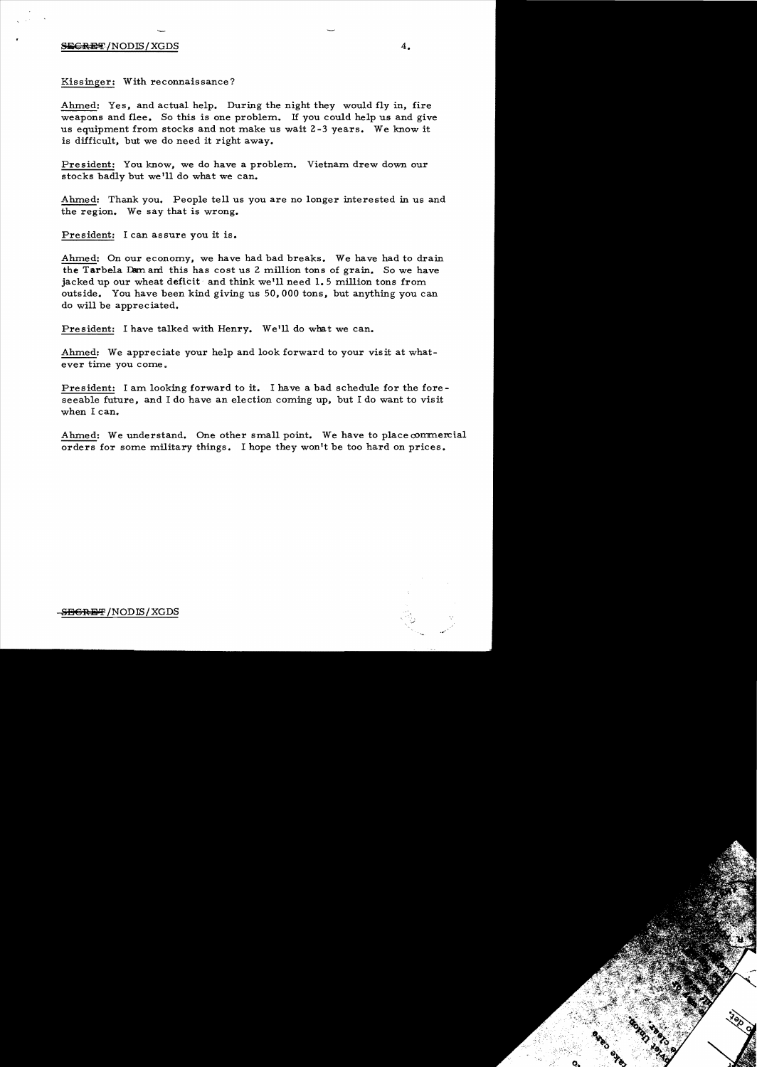Kissinger: With reconnaissance?

Ahmed: Yes, and actual help. During the night they would fly in, fire weapons and flee. So this is one problem. If you could help us and give us equipment from stocks and not make us wait 2-3 years. We know it is difficult, but we do need it right away.

President: You know, we do have a problem. Vietnam drew down our stocks badly but we'll do what we can.

Ahmed: Thank you. People tell us you are no longer interested in us and the region. We say that is wrong.

President: I can assure you it is.

Ahmed: On our economy, we have had bad breaks. We have had to drain the Tarbela Dam and this has cost us 2 million tons of grain. So we have jacked up our wheat deficit and think we'll need 1.5 million tons from outside. You have been kind giving us 50,000 tons, but anything you can do will be appreciated.

President: I have talked with Henry. We'll do what we can.

Ahmed: We appreciate your help and look forward to your visit at whatever time you come.

President: I am looking forward to it. I have a bad schedule for the foreseeable future, and I do have an election coming up, but I do want to visit when I can.

Ahmed: We understand. One other small point. We have to place commercial orders for some military things. I hope they won't be too hard on prices.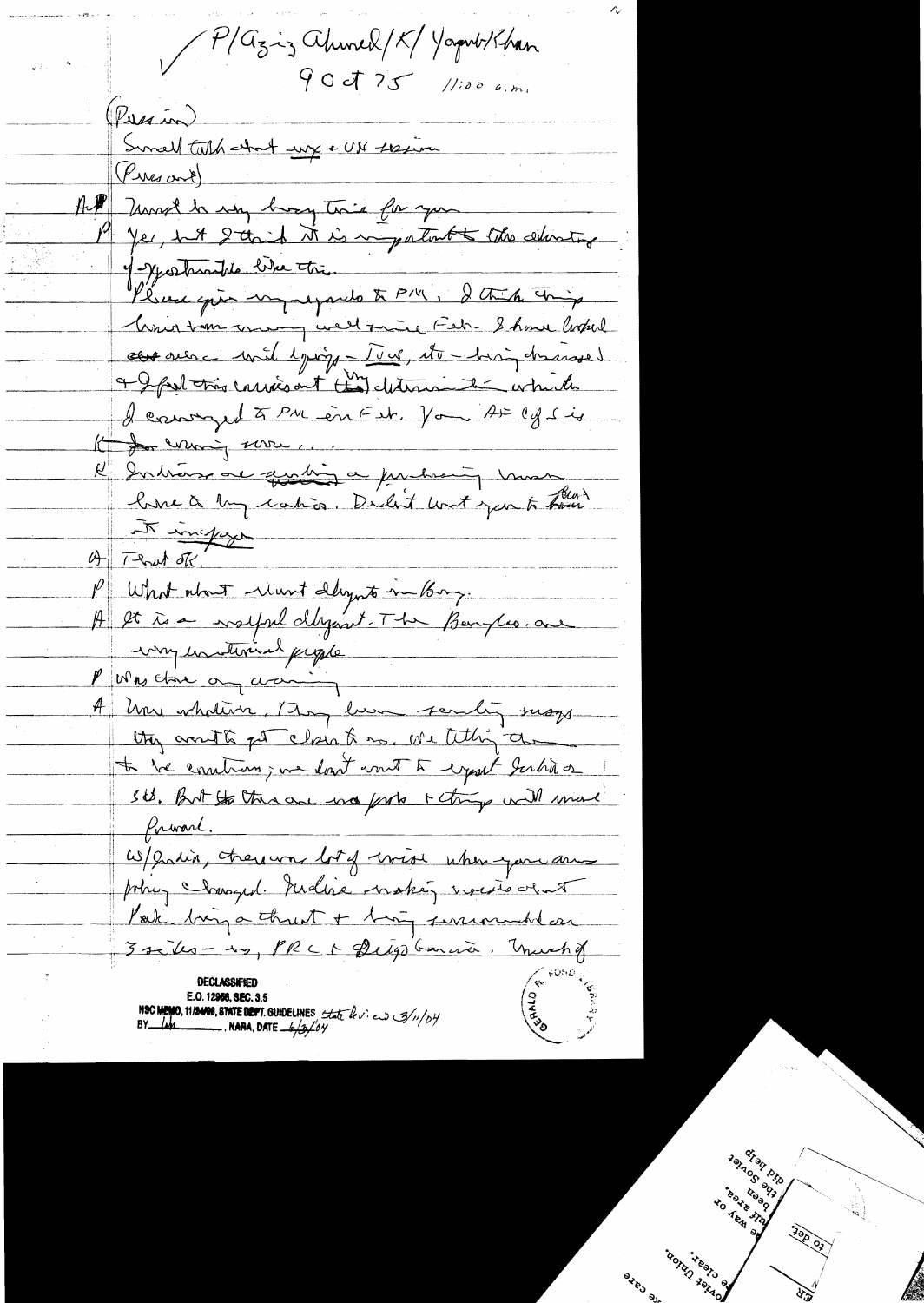✓ P/Aziz Ahmed/K/Yaqub Khan
9 Oct 75 11:00 a.m.

(Press in)

Small talk about wx + UN session

(Press out)

A Must be very busy time for you

P Yes, but I think it is important to do during opportunities like this.

Please give my regards to PM. I think things have been moving well since Feb. I have looked over since with Lyndon - Iran, etc. - having discussed & I feel this carried out the determination which I conveyed to PM in Feb. You [illegible] is [illegible] for coming here...

K Indians are getting a preliminary [illegible] here to buy radios. Didn't want you to hear it [illegible]

A That OK.

P What about Mrs. Mujib's [illegible] in Bang.

A It is a useful development. The Bengalis are very emotional people.

P Was there any warning

A None whatever. They have been sending messages they want to get closer to us. We telling them to be cautious; we don't want to upset India or SU. But ~~the~~ there are no probs & things will move forward.

w/India, there was lot of noise when your arms policy changed. Indira making noises about Pak being a threat & being surrounded on 3 sides - us, PRC & Diego Garcia. Much of

DECLASSIFIED
E.O. 12958, SEC. 3.5
NSC MEMO, 11/24/98, STATE DEPT. GUIDELINES State Rev. 3/11/04
BY lab, NARA, DATE 6/3/04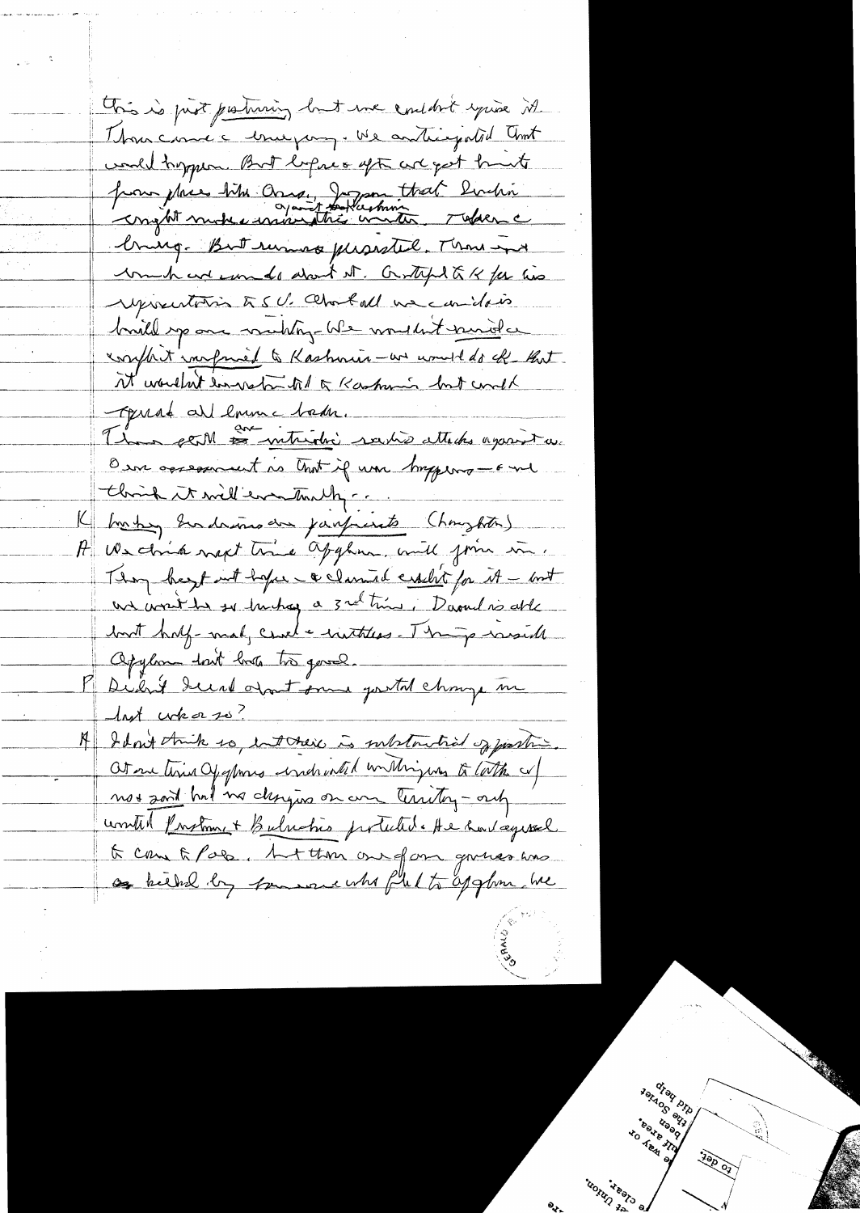This is just posturing but we couldn't ignore it. Then came a emergency. We anticipated that would happen. But before & after we got hints from places like Iran, Japan that India might make a move against Kashmir this winter, rather than clearing. But rumors persisted. There is not much we can do about it. Grateful to K for his representations to SU. About all we can do is build up our military. We wouldn't invade a conflict confined to Kashmir — we would do ok. But it wouldn't be restricted to Kashmir but would spread all along border.

There still are intermittent radio attacks against us. Our assessment is that if war happens — and we think it will eventually . .

K Indians are pacifists (laughter)

A We think next time Afghan will join in. They kept out before — & claimed credit for it — but we won't be so lucky a 3rd time. Daoud is able but half-mad, cruel & ruthless. Things inside Afghan don't look too good.

P Didn't I read about some postal change in last week or so?

A I don't think so, but there is substantial opposition. At one time Afghans undertook nothing to [?] w/ [?] but no designs on our territory — only wanted Pashtun + Baluchis protected. He had agreed to come to Pak, but then one of our governors was killed by someone who fled to Afghan. We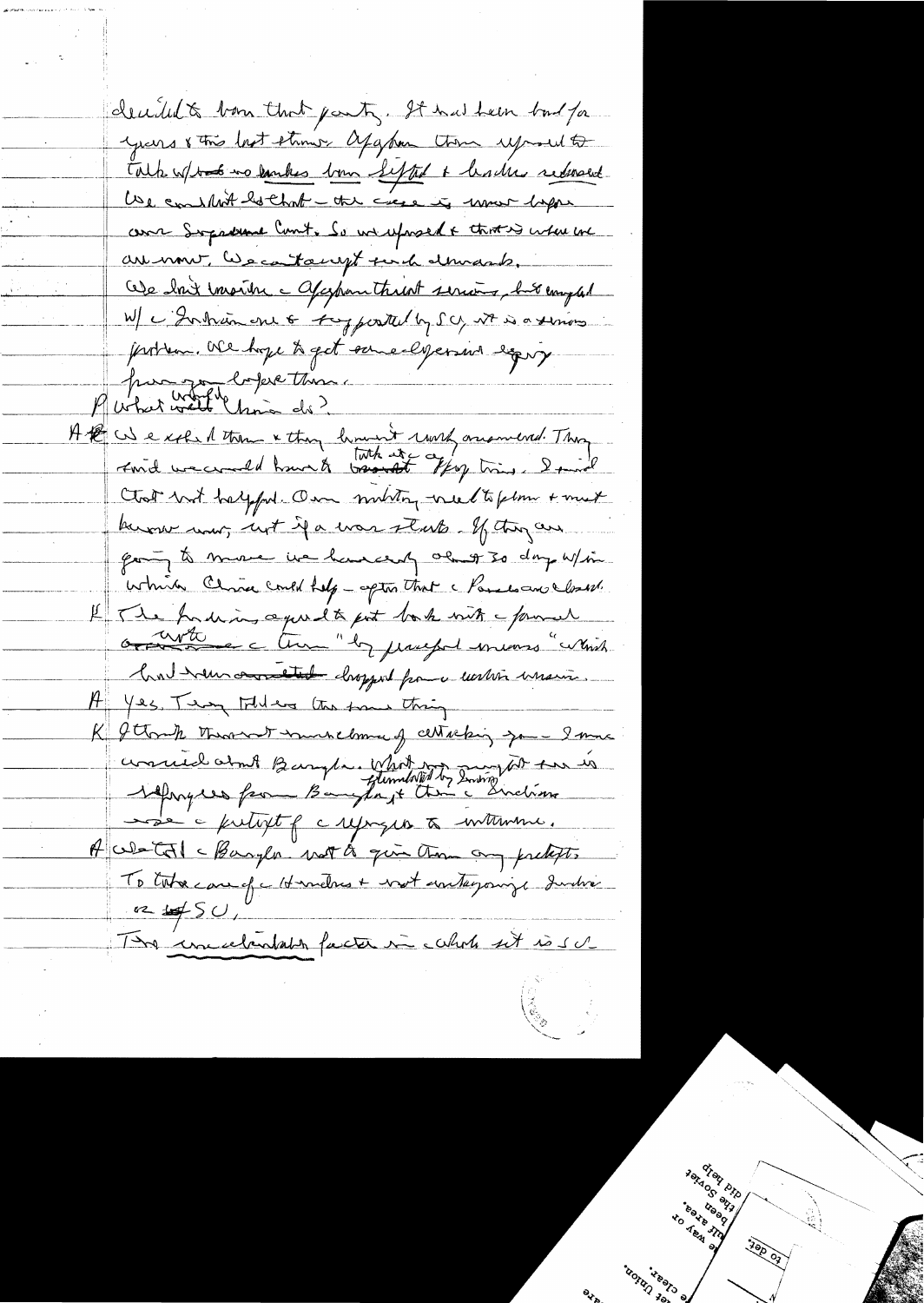decided to ban that party. It had been banned for years & this last time Afghan than refused to talk w/ us so banks were lifted & leader released. We couldn't do that – the case is now before our Supreme Court. So we refused & that's where we are now. We can't accept such demands.

We don't consider a Afghan threat serious, but coupled w/ a Indian one & supported by SU, it is a serious problem. We hope to get some expression of sympathy from you before then.

P What would China do?

A We asked them & they haven't really answered. They said we could count on them to talk ~~to~~ a ~~Afghan~~ Pakistan ~~~~. I said that's not helpful. Our military needs to plan & must know now, not if a war starts. If they are going to move we have only about 30 days w/in which China could help – after that the Passes are closed.

K The Indians agreed to put back into a formal ~~~~ note a term "by peaceful means" which had been ~~omitted~~ dropped from a written version.

A Yes, They told us the same thing.

K I think there is not much danger of attacking you – I more worried about Bangla. What may now ~~~~ stimulated by Indians ~~~~ is refugees from Bangla & then a Indians use a pretext of a refugees to intervene.

A We told a Bangla not to give them any pretexts. To take care of a Hindus & not antagonize India or ~~to~~ SU.

The incalculable factor in whole set is SU.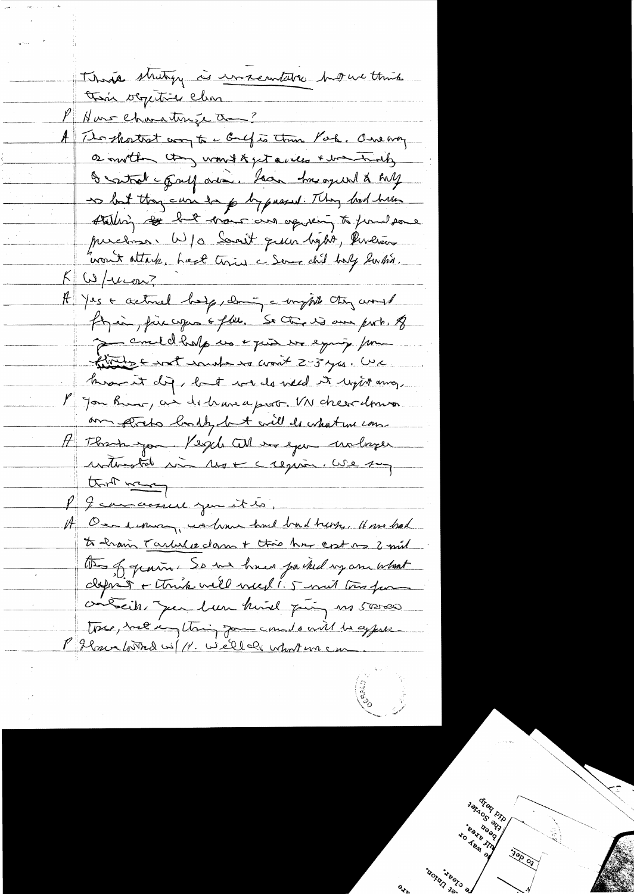Their strategy is unrealistic but we think their objective clear.

P How characterize them?

A The shortest way to the Gulf is thru Pak. One way or another they want to get access & eventually to control the Gulf area. Iran has resisted & Iraq so but they cannot be bypassed. They had been stalling but have now agreed to fund some purchases. W/o Soviet quicker buildup, Pakistan won't attack. Last time the Soviets did help India.

K W/weapons?

A Yes & actual help, during the night they would fly in, fix weapons & planes. So that is our point. If you could help us & give us equipment from friends & not make us wait 2-3 yrs. We know it is dif, but we do need it right away.

P You know, we do have a prob. VN cheered more our friends badly but will do what we can.

A Thank you. People tell us you no longer interested in us & the region. We say that wrong.

P I can assure you it is.

A One economy, we have had bad times. We had to drain Tarbela dam & this has cost us 2 mil tons of grain. So we have patched up our wheat deficit & think we'll need 1.5 mil tons from outside. You have been kind giving us 500,000 tons, but anything you could do will be appreciated.

P I have talked w/K. We'll do what we can.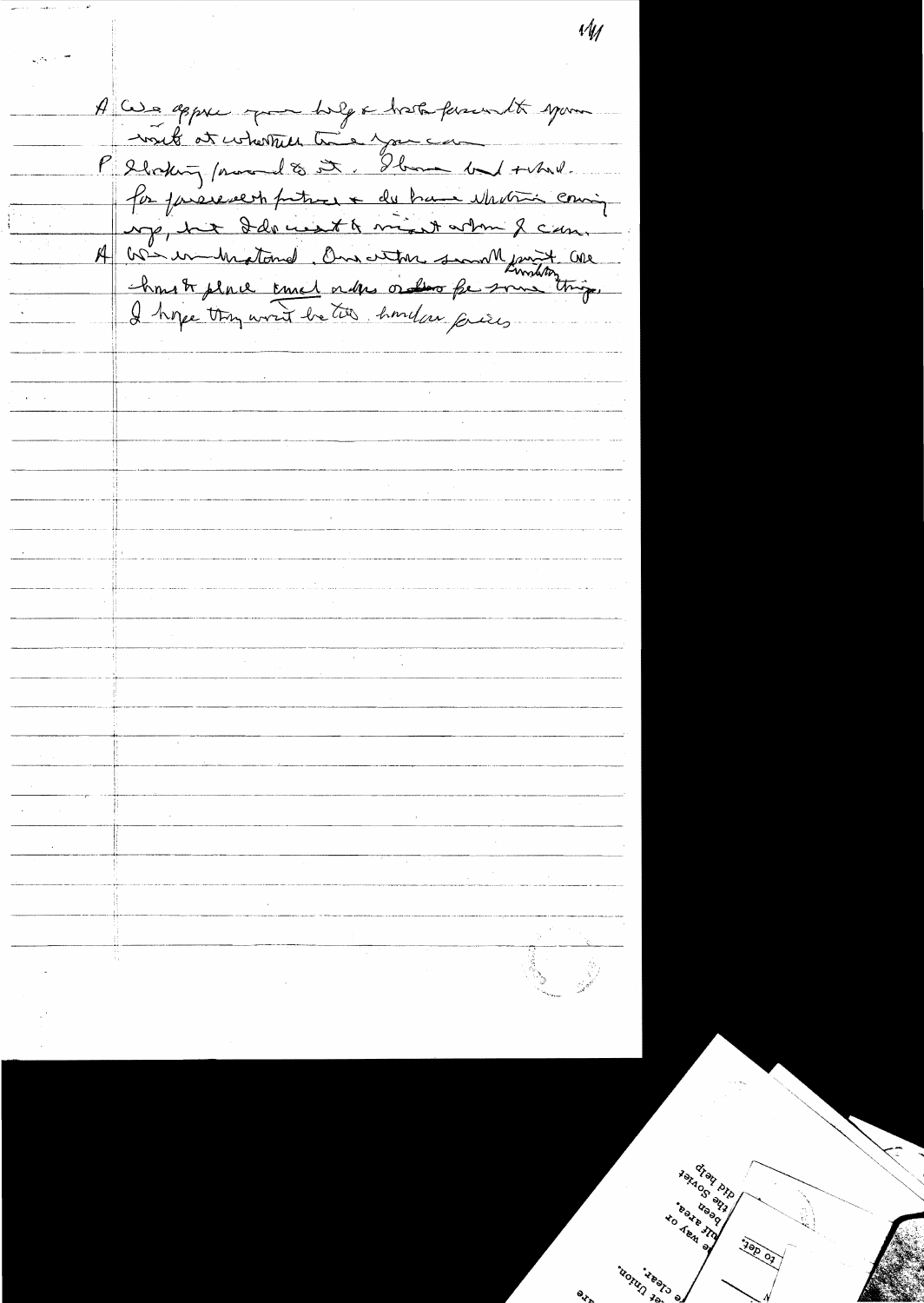A We appre your help & look forward to your visit at whatever time you can.

P I looking forward to it. I have bad + good. For parliament future & do have elections coming up, but I do want to visit when I can.

A We understand. One other small point. We have to place small orders or also for some limiting things. I hope they won't be too harsh on prices.